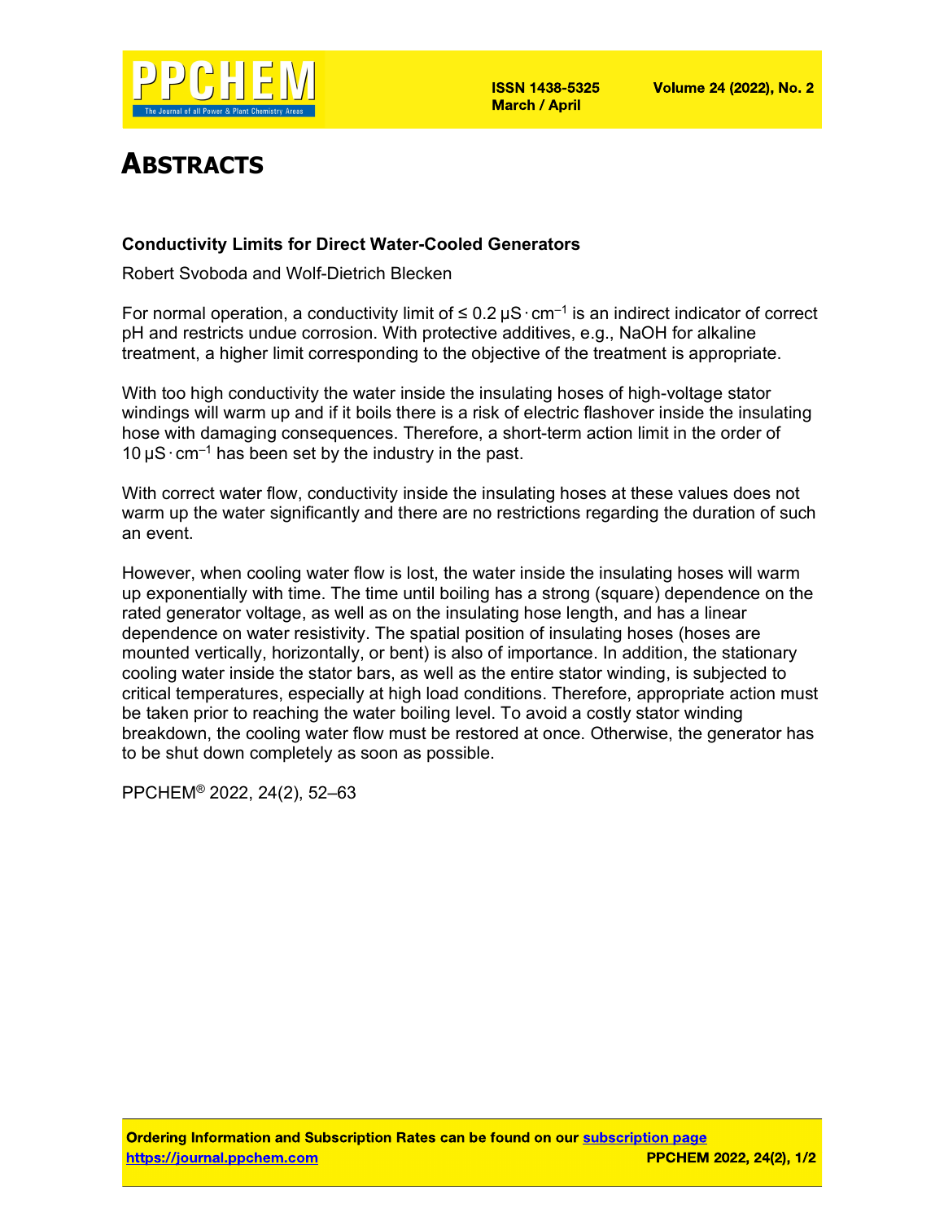# ABSTRACTS

### Conductivity Limits for Direct Water-Cooled Generators

Robert Svoboda and Wolf-Dietrich Blecken

For normal operation, a conductivity limit of $\leq 0.2\ \mu S \cdot cm^{-1}$ is an indirect indicator of correct pH and restricts undue corrosion. With protective additives, e.g., NaOH for alkaline treatment, a higher limit corresponding to the objective of the treatment is appropriate.

With too high conductivity the water inside the insulating hoses of high-voltage stator windings will warm up and if it boils there is a risk of electric flashover inside the insulating hose with damaging consequences. Therefore, a short-term action limit in the order of $10\ \mu S \cdot cm^{-1}$ has been set by the industry in the past.

With correct water flow, conductivity inside the insulating hoses at these values does not warm up the water significantly and there are no restrictions regarding the duration of such an event.

However, when cooling water flow is lost, the water inside the insulating hoses will warm up exponentially with time. The time until boiling has a strong (square) dependence on the rated generator voltage, as well as on the insulating hose length, and has a linear dependence on water resistivity. The spatial position of insulating hoses (hoses are mounted vertically, horizontally, or bent) is also of importance. In addition, the stationary cooling water inside the stator bars, as well as the entire stator winding, is subjected to critical temperatures, especially at high load conditions. Therefore, appropriate action must be taken prior to reaching the water boiling level. To avoid a costly stator winding breakdown, the cooling water flow must be restored at once. Otherwise, the generator has to be shut down completely as soon as possible.

PPCHEM® 2022, 24(2), 52–63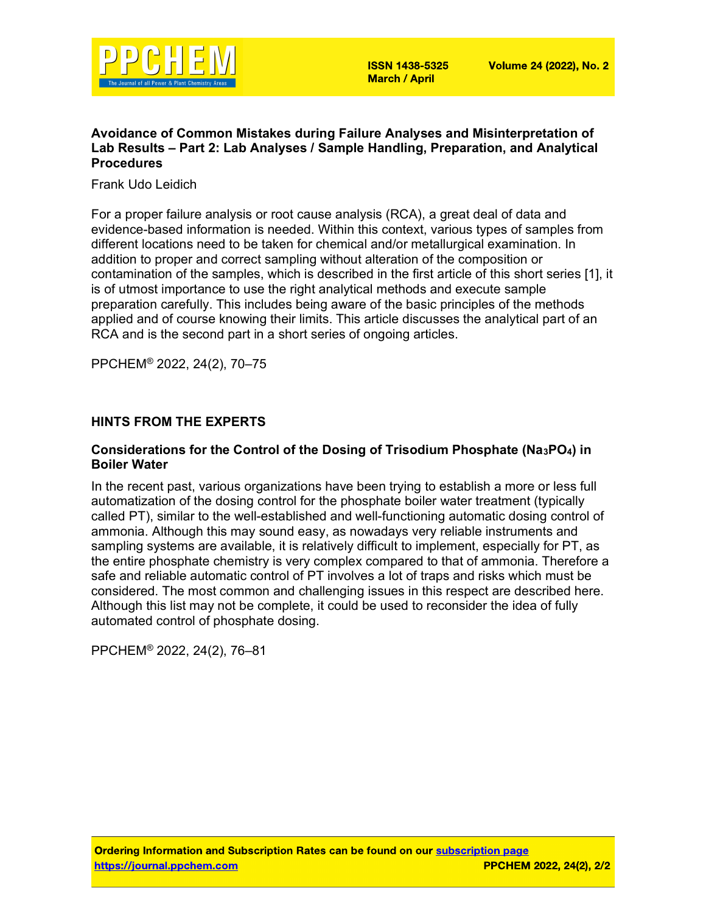### Avoidance of Common Mistakes during Failure Analyses and Misinterpretation of Lab Results – Part 2: Lab Analyses / Sample Handling, Preparation, and Analytical Procedures

Frank Udo Leidich

For a proper failure analysis or root cause analysis (RCA), a great deal of data and evidence-based information is needed. Within this context, various types of samples from different locations need to be taken for chemical and/or metallurgical examination. In addition to proper and correct sampling without alteration of the composition or contamination of the samples, which is described in the first article of this short series [1], it is of utmost importance to use the right analytical methods and execute sample preparation carefully. This includes being aware of the basic principles of the methods applied and of course knowing their limits. This article discusses the analytical part of an RCA and is the second part in a short series of ongoing articles.

PPCHEM® 2022, 24(2), 70–75

## HINTS FROM THE EXPERTS

### Considerations for the Control of the Dosing of Trisodium Phosphate ($Na_3PO_4$) in Boiler Water

In the recent past, various organizations have been trying to establish a more or less full automatization of the dosing control for the phosphate boiler water treatment (typically called PT), similar to the well-established and well-functioning automatic dosing control of ammonia. Although this may sound easy, as nowadays very reliable instruments and sampling systems are available, it is relatively difficult to implement, especially for PT, as the entire phosphate chemistry is very complex compared to that of ammonia. Therefore a safe and reliable automatic control of PT involves a lot of traps and risks which must be considered. The most common and challenging issues in this respect are described here. Although this list may not be complete, it could be used to reconsider the idea of fully automated control of phosphate dosing.

PPCHEM® 2022, 24(2), 76–81

**Ordering Information and Subscription Rates can be found on our subscription page**
**https://journal.ppchem.com**